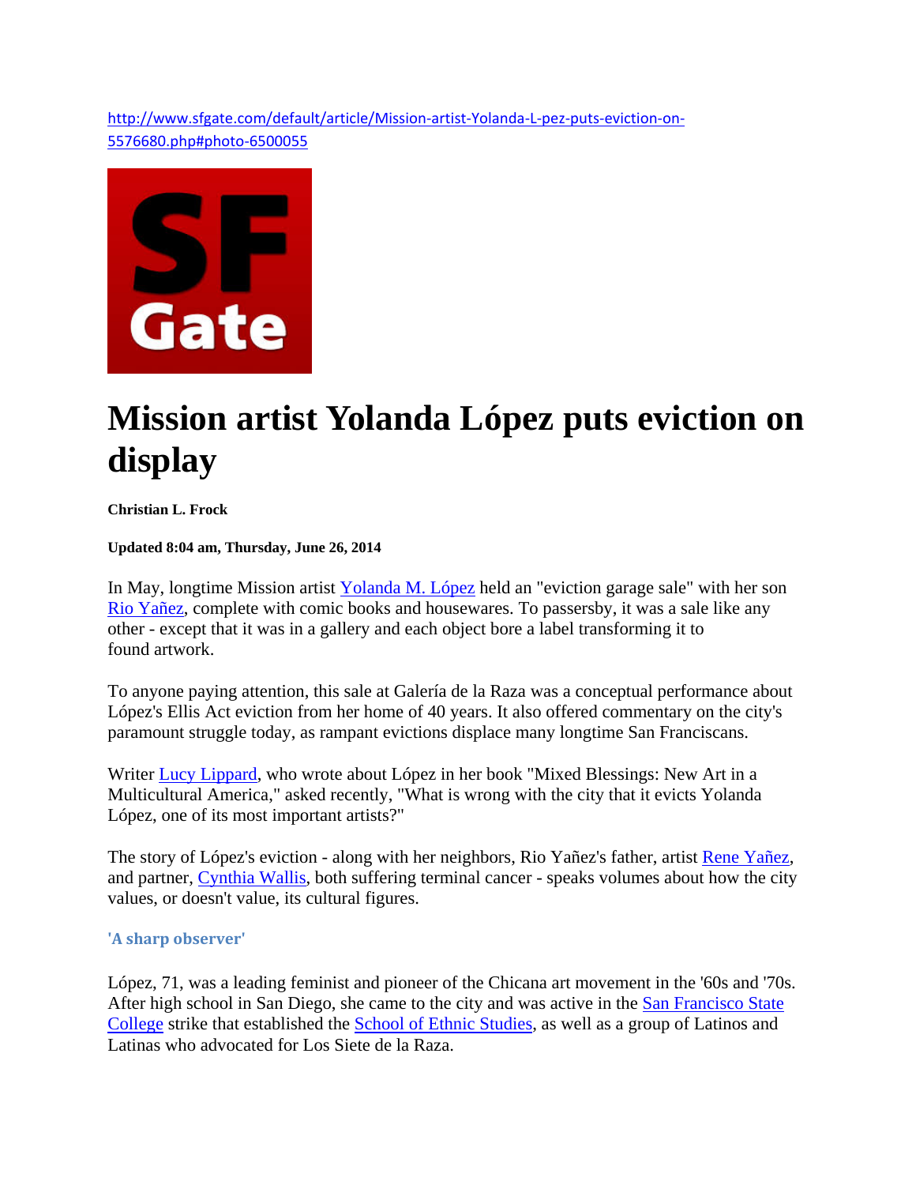http://www.sfgate.com/default/article/Mission-artist-Yolanda-L-pez-puts-eviction-on-5576680.php#photo-6500055

SF Gate

# Mission artist Yolanda López puts eviction on display

**Christian L. Frock**

**Updated 8:04 am, Thursday, June 26, 2014**

In May, longtime Mission artist Yolanda M. López held an "eviction garage sale" with her son Rio Yañez, complete with comic books and housewares. To passersby, it was a sale like any other - except that it was in a gallery and each object bore a label transforming it to found artwork.

To anyone paying attention, this sale at Galería de la Raza was a conceptual performance about López's Ellis Act eviction from her home of 40 years. It also offered commentary on the city's paramount struggle today, as rampant evictions displace many longtime San Franciscans.

Writer Lucy Lippard, who wrote about López in her book "Mixed Blessings: New Art in a Multicultural America," asked recently, "What is wrong with the city that it evicts Yolanda López, one of its most important artists?"

The story of López's eviction - along with her neighbors, Rio Yañez's father, artist Rene Yañez, and partner, Cynthia Wallis, both suffering terminal cancer - speaks volumes about how the city values, or doesn't value, its cultural figures.

## 'A sharp observer'

López, 71, was a leading feminist and pioneer of the Chicana art movement in the '60s and '70s. After high school in San Diego, she came to the city and was active in the San Francisco State College strike that established the School of Ethnic Studies, as well as a group of Latinos and Latinas who advocated for Los Siete de la Raza.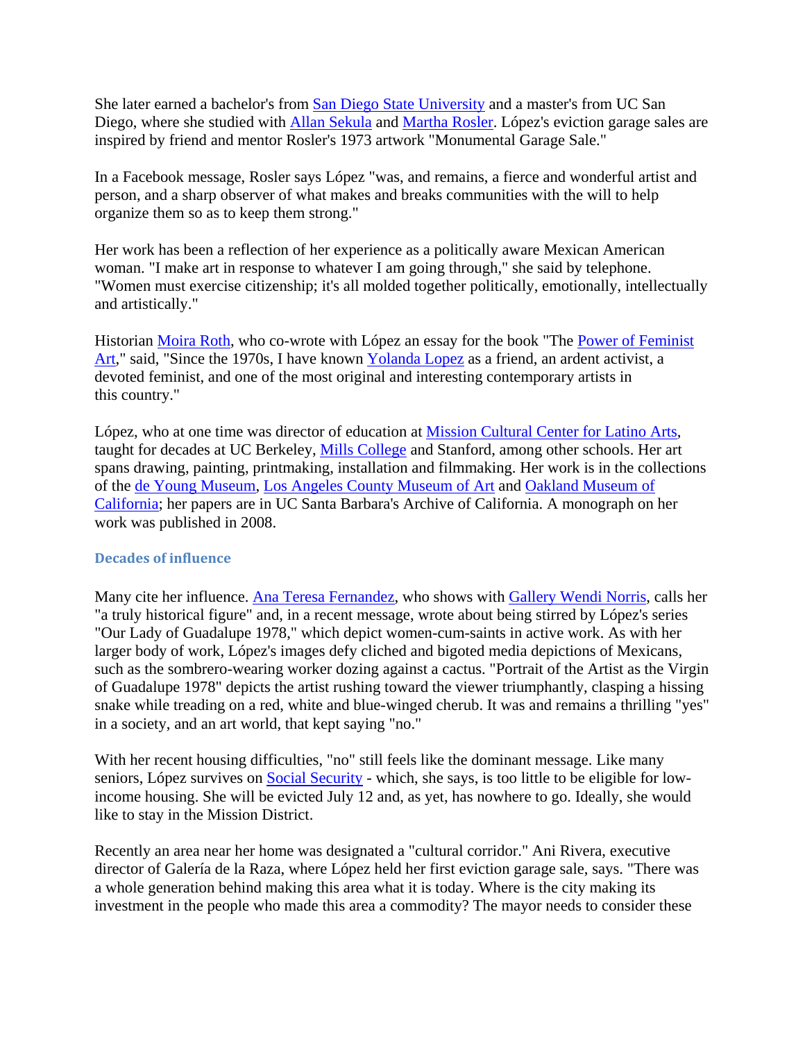She later earned a bachelor's from San Diego State University and a master's from UC San Diego, where she studied with Allan Sekula and Martha Rosler. López's eviction garage sales are inspired by friend and mentor Rosler's 1973 artwork "Monumental Garage Sale."

In a Facebook message, Rosler says López "was, and remains, a fierce and wonderful artist and person, and a sharp observer of what makes and breaks communities with the will to help organize them so as to keep them strong."

Her work has been a reflection of her experience as a politically aware Mexican American woman. "I make art in response to whatever I am going through," she said by telephone. "Women must exercise citizenship; it's all molded together politically, emotionally, intellectually and artistically."

Historian Moira Roth, who co-wrote with López an essay for the book "The Power of Feminist Art," said, "Since the 1970s, I have known Yolanda Lopez as a friend, an ardent activist, a devoted feminist, and one of the most original and interesting contemporary artists in this country."

López, who at one time was director of education at Mission Cultural Center for Latino Arts, taught for decades at UC Berkeley, Mills College and Stanford, among other schools. Her art spans drawing, painting, printmaking, installation and filmmaking. Her work is in the collections of the de Young Museum, Los Angeles County Museum of Art and Oakland Museum of California; her papers are in UC Santa Barbara's Archive of California. A monograph on her work was published in 2008.

### Decades of influence

Many cite her influence. Ana Teresa Fernandez, who shows with Gallery Wendi Norris, calls her "a truly historical figure" and, in a recent message, wrote about being stirred by López's series "Our Lady of Guadalupe 1978," which depict women-cum-saints in active work. As with her larger body of work, López's images defy cliched and bigoted media depictions of Mexicans, such as the sombrero-wearing worker dozing against a cactus. "Portrait of the Artist as the Virgin of Guadalupe 1978" depicts the artist rushing toward the viewer triumphantly, clasping a hissing snake while treading on a red, white and blue-winged cherub. It was and remains a thrilling "yes" in a society, and an art world, that kept saying "no."

With her recent housing difficulties, "no" still feels like the dominant message. Like many seniors, López survives on Social Security - which, she says, is too little to be eligible for low-income housing. She will be evicted July 12 and, as yet, has nowhere to go. Ideally, she would like to stay in the Mission District.

Recently an area near her home was designated a "cultural corridor." Ani Rivera, executive director of Galería de la Raza, where López held her first eviction garage sale, says. "There was a whole generation behind making this area what it is today. Where is the city making its investment in the people who made this area a commodity? The mayor needs to consider these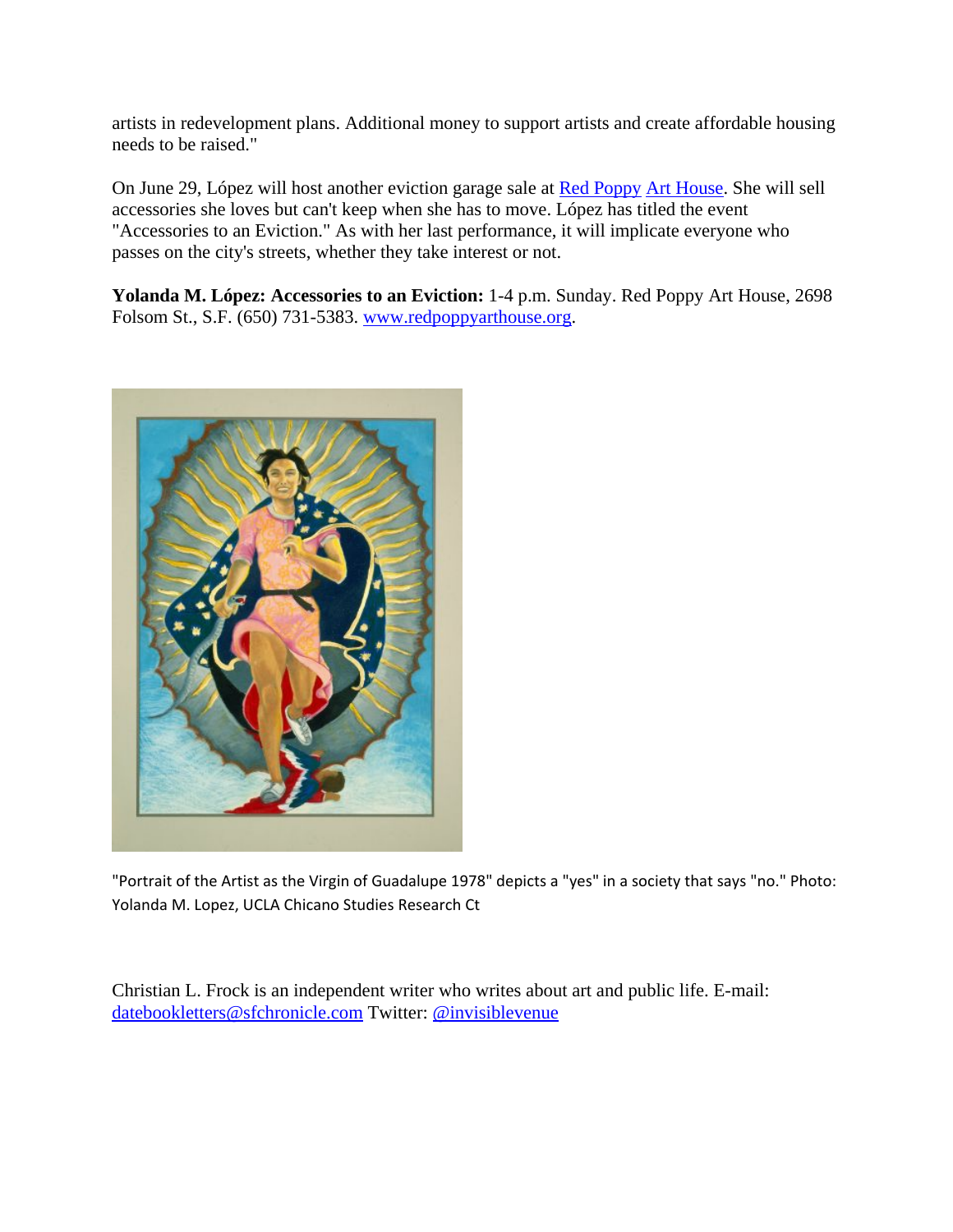artists in redevelopment plans. Additional money to support artists and create affordable housing needs to be raised."

On June 29, López will host another eviction garage sale at Red Poppy Art House. She will sell accessories she loves but can't keep when she has to move. López has titled the event "Accessories to an Eviction." As with her last performance, it will implicate everyone who passes on the city's streets, whether they take interest or not.

**Yolanda M. López: Accessories to an Eviction:** 1-4 p.m. Sunday. Red Poppy Art House, 2698 Folsom St., S.F. (650) 731-5383. www.redpoppyarthouse.org.

"Portrait of the Artist as the Virgin of Guadalupe 1978" depicts a "yes" in a society that says "no." Photo: Yolanda M. Lopez, UCLA Chicano Studies Research Ct

Christian L. Frock is an independent writer who writes about art and public life. E-mail: datebookletters@sfchronicle.com Twitter: @invisiblevenue